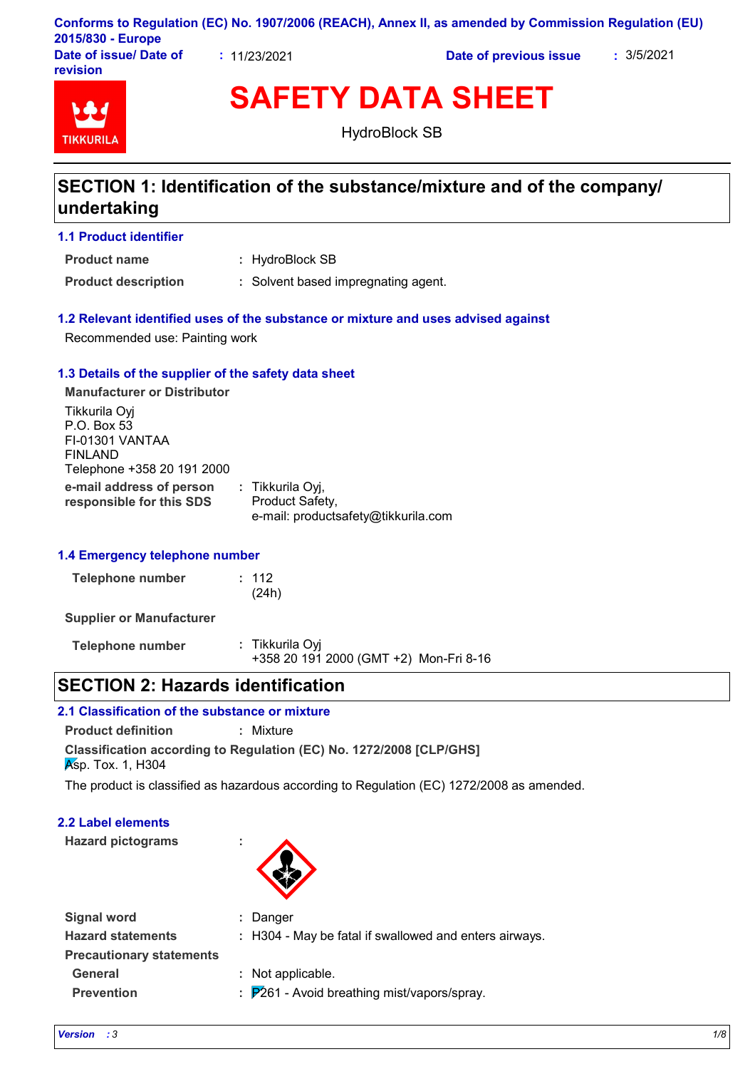Conforms to Regulation (EC) No. 1907/2006 (REACH), Annex II, as amended by Commission Regulation (EU) 2015/830 - Europe

**Date of issue/ Date of revision** : 11/23/2021 **Date of previous issue** : 3/5/2021

# SAFETY DATA SHEET

HydroBlock SB

## SECTION 1: Identification of the substance/mixture and of the company/ undertaking

### 1.1 Product identifier

**Product name** : HydroBlock SB

**Product description** : Solvent based impregnating agent.

### 1.2 Relevant identified uses of the substance or mixture and uses advised against

Recommended use: Painting work

### 1.3 Details of the supplier of the safety data sheet

**Manufacturer or Distributor**

Tikkurila Oyj
P.O. Box 53
FI-01301 VANTAA
FINLAND
Telephone +358 20 191 2000

**e-mail address of person responsible for this SDS** : Tikkurila Oyj, Product Safety, e-mail: productsafety@tikkurila.com

### 1.4 Emergency telephone number

**Telephone number** : 112 (24h)

**Supplier or Manufacturer**

**Telephone number** : Tikkurila Oyj +358 20 191 2000 (GMT +2) Mon-Fri 8-16

## SECTION 2: Hazards identification

### 2.1 Classification of the substance or mixture

**Product definition** : Mixture

**Classification according to Regulation (EC) No. 1272/2008 [CLP/GHS]**
Asp. Tox. 1, H304

The product is classified as hazardous according to Regulation (EC) 1272/2008 as amended.

### 2.2 Label elements

**Hazard pictograms** :

**Signal word** : Danger

**Hazard statements** : H304 - May be fatal if swallowed and enters airways.

**Precautionary statements**

**General** : Not applicable.

**Prevention** : P261 - Avoid breathing mist/vapors/spray.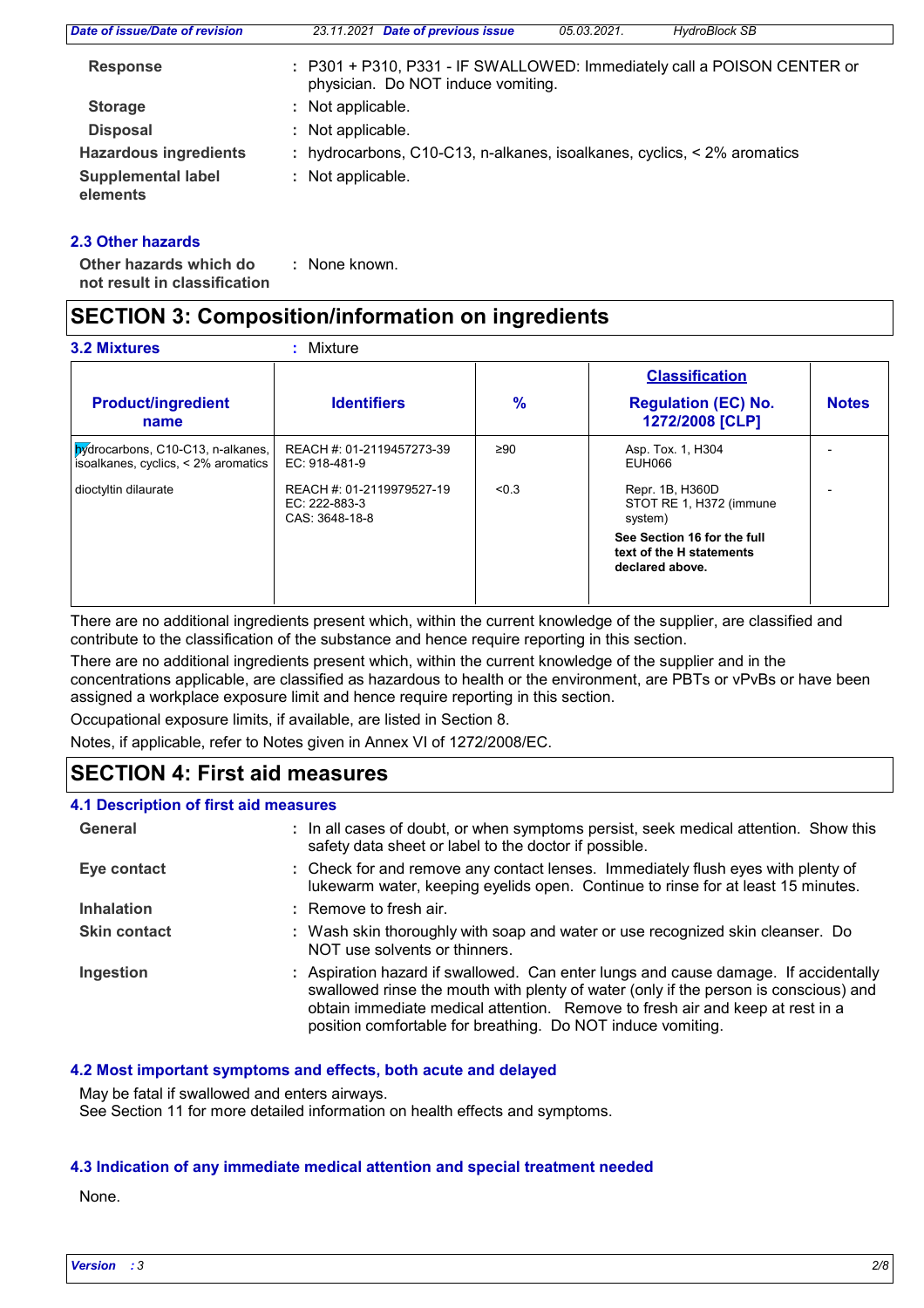**Response** : P301 + P310, P331 - IF SWALLOWED: Immediately call a POISON CENTER or physician. Do NOT induce vomiting.

**Storage** : Not applicable.

**Disposal** : Not applicable.

**Hazardous ingredients** : hydrocarbons, C10-C13, n-alkanes, isoalkanes, cyclics, < 2% aromatics

**Supplemental label elements** : Not applicable.

### 2.3 Other hazards

**Other hazards which do not result in classification** : None known.

## SECTION 3: Composition/information on ingredients

**3.2 Mixtures** : Mixture

| Product/ingredient name | Identifiers | % | Classification Regulation (EC) No. 1272/2008 [CLP] | Notes |
|---|---|---|---|---|
| hydrocarbons, C10-C13, n-alkanes, isoalkanes, cyclics, < 2% aromatics | REACH #: 01-2119457273-39<br>EC: 918-481-9 | ≥90 | Asp. Tox. 1, H304<br>EUH066 | - |
| dioctyltin dilaurate | REACH #: 01-2119979527-19<br>EC: 222-883-3<br>CAS: 3648-18-8 | <0.3 | Repr. 1B, H360D<br>STOT RE 1, H372 (immune system)<br>**See Section 16 for the full text of the H statements declared above.** | - |

There are no additional ingredients present which, within the current knowledge of the supplier, are classified and contribute to the classification of the substance and hence require reporting in this section.

There are no additional ingredients present which, within the current knowledge of the supplier and in the concentrations applicable, are classified as hazardous to health or the environment, are PBTs or vPvBs or have been assigned a workplace exposure limit and hence require reporting in this section.

Occupational exposure limits, if available, are listed in Section 8.

Notes, if applicable, refer to Notes given in Annex VI of 1272/2008/EC.

## SECTION 4: First aid measures

### 4.1 Description of first aid measures

**General** : In all cases of doubt, or when symptoms persist, seek medical attention. Show this safety data sheet or label to the doctor if possible.

**Eye contact** : Check for and remove any contact lenses. Immediately flush eyes with plenty of lukewarm water, keeping eyelids open. Continue to rinse for at least 15 minutes.

**Inhalation** : Remove to fresh air.

**Skin contact** : Wash skin thoroughly with soap and water or use recognized skin cleanser. Do NOT use solvents or thinners.

**Ingestion** : Aspiration hazard if swallowed. Can enter lungs and cause damage. If accidentally swallowed rinse the mouth with plenty of water (only if the person is conscious) and obtain immediate medical attention. Remove to fresh air and keep at rest in a position comfortable for breathing. Do NOT induce vomiting.

### 4.2 Most important symptoms and effects, both acute and delayed

May be fatal if swallowed and enters airways.
See Section 11 for more detailed information on health effects and symptoms.

### 4.3 Indication of any immediate medical attention and special treatment needed

None.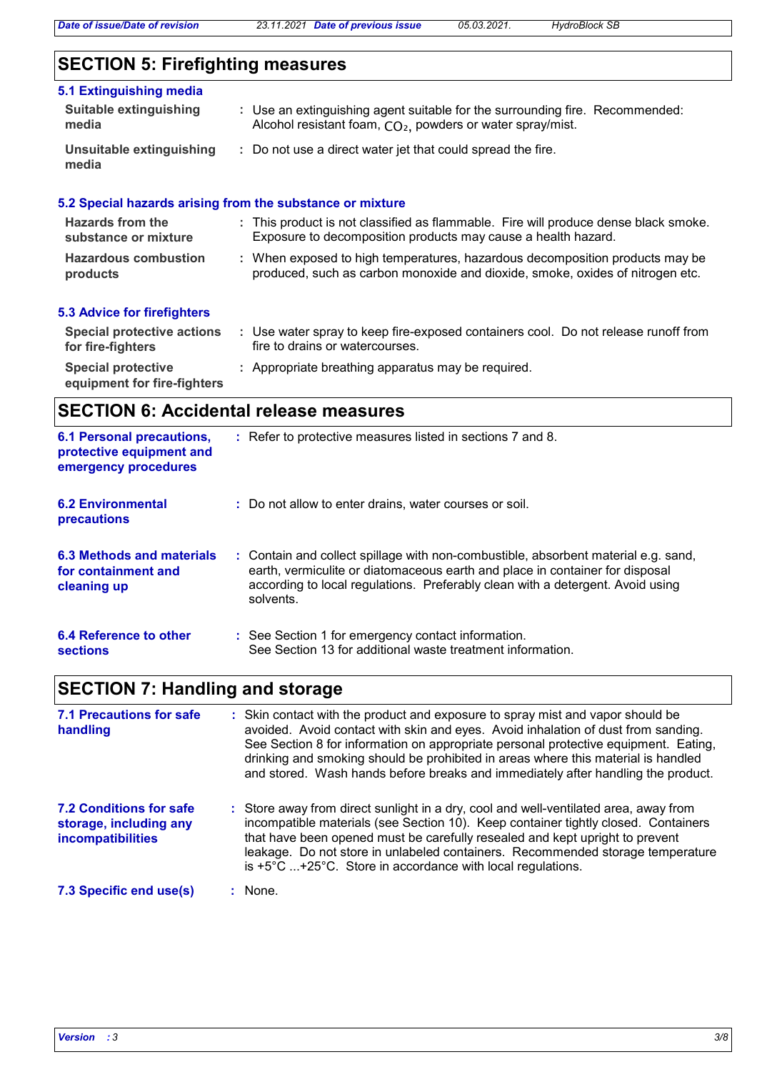## SECTION 5: Firefighting measures

### 5.1 Extinguishing media

**Suitable extinguishing media** : Use an extinguishing agent suitable for the surrounding fire. Recommended: Alcohol resistant foam, $CO_2$, powders or water spray/mist.

**Unsuitable extinguishing media** : Do not use a direct water jet that could spread the fire.

### 5.2 Special hazards arising from the substance or mixture

**Hazards from the substance or mixture** : This product is not classified as flammable. Fire will produce dense black smoke. Exposure to decomposition products may cause a health hazard.

**Hazardous combustion products** : When exposed to high temperatures, hazardous decomposition products may be produced, such as carbon monoxide and dioxide, smoke, oxides of nitrogen etc.

### 5.3 Advice for firefighters

**Special protective actions for fire-fighters** : Use water spray to keep fire-exposed containers cool. Do not release runoff from fire to drains or watercourses.

**Special protective equipment for fire-fighters** : Appropriate breathing apparatus may be required.

## SECTION 6: Accidental release measures

**6.1 Personal precautions, protective equipment and emergency procedures** : Refer to protective measures listed in sections 7 and 8.

**6.2 Environmental precautions** : Do not allow to enter drains, water courses or soil.

**6.3 Methods and materials for containment and cleaning up** : Contain and collect spillage with non-combustible, absorbent material e.g. sand, earth, vermiculite or diatomaceous earth and place in container for disposal according to local regulations. Preferably clean with a detergent. Avoid using solvents.

**6.4 Reference to other sections** : See Section 1 for emergency contact information.
See Section 13 for additional waste treatment information.

## SECTION 7: Handling and storage

**7.1 Precautions for safe handling** : Skin contact with the product and exposure to spray mist and vapor should be avoided. Avoid contact with skin and eyes. Avoid inhalation of dust from sanding. See Section 8 for information on appropriate personal protective equipment. Eating, drinking and smoking should be prohibited in areas where this material is handled and stored. Wash hands before breaks and immediately after handling the product.

**7.2 Conditions for safe storage, including any incompatibilities** : Store away from direct sunlight in a dry, cool and well-ventilated area, away from incompatible materials (see Section 10). Keep container tightly closed. Containers that have been opened must be carefully resealed and kept upright to prevent leakage. Do not store in unlabeled containers. Recommended storage temperature is +5°C ...+25°C. Store in accordance with local regulations.

**7.3 Specific end use(s)** : None.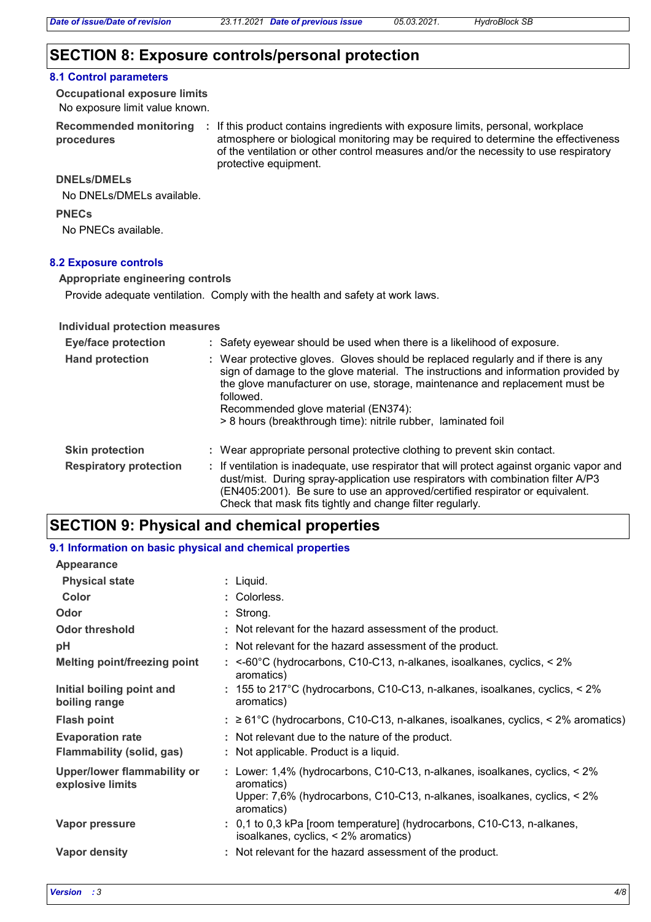## SECTION 8: Exposure controls/personal protection

### 8.1 Control parameters

**Occupational exposure limits**

No exposure limit value known.

**Recommended monitoring procedures** : If this product contains ingredients with exposure limits, personal, workplace atmosphere or biological monitoring may be required to determine the effectiveness of the ventilation or other control measures and/or the necessity to use respiratory protective equipment.

**DNELs/DMELs**

No DNELs/DMELs available.

**PNECs**

No PNECs available.

### 8.2 Exposure controls

**Appropriate engineering controls**

Provide adequate ventilation. Comply with the health and safety at work laws.

**Individual protection measures**

**Eye/face protection** : Safety eyewear should be used when there is a likelihood of exposure.

**Hand protection** : Wear protective gloves. Gloves should be replaced regularly and if there is any sign of damage to the glove material. The instructions and information provided by the glove manufacturer on use, storage, maintenance and replacement must be followed.
Recommended glove material (EN374):
> 8 hours (breakthrough time): nitrile rubber, laminated foil

**Skin protection** : Wear appropriate personal protective clothing to prevent skin contact.

**Respiratory protection** : If ventilation is inadequate, use respirator that will protect against organic vapor and dust/mist. During spray-application use respirators with combination filter A/P3 (EN405:2001). Be sure to use an approved/certified respirator or equivalent. Check that mask fits tightly and change filter regularly.

## SECTION 9: Physical and chemical properties

### 9.1 Information on basic physical and chemical properties

**Appearance**

**Physical state** : Liquid.

**Color** : Colorless.

**Odor** : Strong.

**Odor threshold** : Not relevant for the hazard assessment of the product.

**pH** : Not relevant for the hazard assessment of the product.

**Melting point/freezing point** : <-60°C (hydrocarbons, C10-C13, n-alkanes, isoalkanes, cyclics, < 2% aromatics)

**Initial boiling point and boiling range** : 155 to 217°C (hydrocarbons, C10-C13, n-alkanes, isoalkanes, cyclics, < 2% aromatics)

**Flash point** : ≥ 61°C (hydrocarbons, C10-C13, n-alkanes, isoalkanes, cyclics, < 2% aromatics)

**Evaporation rate** : Not relevant due to the nature of the product.

**Flammability (solid, gas)** : Not applicable. Product is a liquid.

**Upper/lower flammability or explosive limits** : Lower: 1,4% (hydrocarbons, C10-C13, n-alkanes, isoalkanes, cyclics, < 2% aromatics)
Upper: 7,6% (hydrocarbons, C10-C13, n-alkanes, isoalkanes, cyclics, < 2% aromatics)

**Vapor pressure** : 0,1 to 0,3 kPa [room temperature] (hydrocarbons, C10-C13, n-alkanes, isoalkanes, cyclics, < 2% aromatics)

**Vapor density** : Not relevant for the hazard assessment of the product.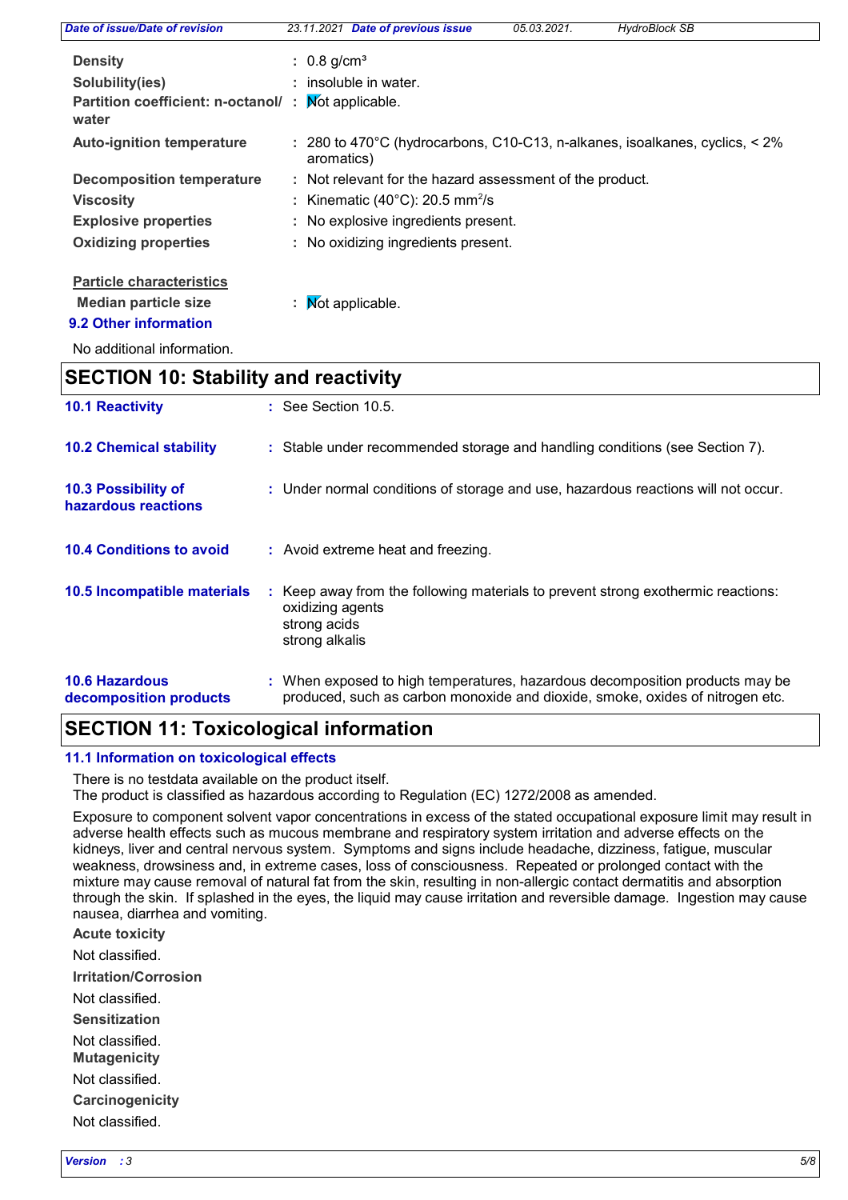| | | |
|---|---|---|
| **Density** | : | 0.8 g/cm³ |
| **Solubility(ies)** | : | insoluble in water. |
| **Partition coefficient: n-octanol/ water** | : | Not applicable. |
| **Auto-ignition temperature** | : | 280 to 470°C (hydrocarbons, C10-C13, n-alkanes, isoalkanes, cyclics, < 2% aromatics) |
| **Decomposition temperature** | : | Not relevant for the hazard assessment of the product. |
| **Viscosity** | : | Kinematic (40°C): 20.5 mm²/s |
| **Explosive properties** | : | No explosive ingredients present. |
| **Oxidizing properties** | : | No oxidizing ingredients present. |

**Particle characteristics**

| | | |
|---|---|---|
| **Median particle size** | : | Not applicable. |

### 9.2 Other information

No additional information.

## SECTION 10: Stability and reactivity

| | | |
|---|---|---|
| **10.1 Reactivity** | : | See Section 10.5. |
| **10.2 Chemical stability** | : | Stable under recommended storage and handling conditions (see Section 7). |
| **10.3 Possibility of hazardous reactions** | : | Under normal conditions of storage and use, hazardous reactions will not occur. |
| **10.4 Conditions to avoid** | : | Avoid extreme heat and freezing. |
| **10.5 Incompatible materials** | : | Keep away from the following materials to prevent strong exothermic reactions: oxidizing agents, strong acids, strong alkalis |
| **10.6 Hazardous decomposition products** | : | When exposed to high temperatures, hazardous decomposition products may be produced, such as carbon monoxide and dioxide, smoke, oxides of nitrogen etc. |

## SECTION 11: Toxicological information

### 11.1 Information on toxicological effects

There is no testdata available on the product itself.
The product is classified as hazardous according to Regulation (EC) 1272/2008 as amended.

Exposure to component solvent vapor concentrations in excess of the stated occupational exposure limit may result in adverse health effects such as mucous membrane and respiratory system irritation and adverse effects on the kidneys, liver and central nervous system. Symptoms and signs include headache, dizziness, fatigue, muscular weakness, drowsiness and, in extreme cases, loss of consciousness. Repeated or prolonged contact with the mixture may cause removal of natural fat from the skin, resulting in non-allergic contact dermatitis and absorption through the skin. If splashed in the eyes, the liquid may cause irritation and reversible damage. Ingestion may cause nausea, diarrhea and vomiting.

**Acute toxicity**

Not classified.

**Irritation/Corrosion**

Not classified.

**Sensitization**

Not classified.

**Mutagenicity**

Not classified.

**Carcinogenicity**

Not classified.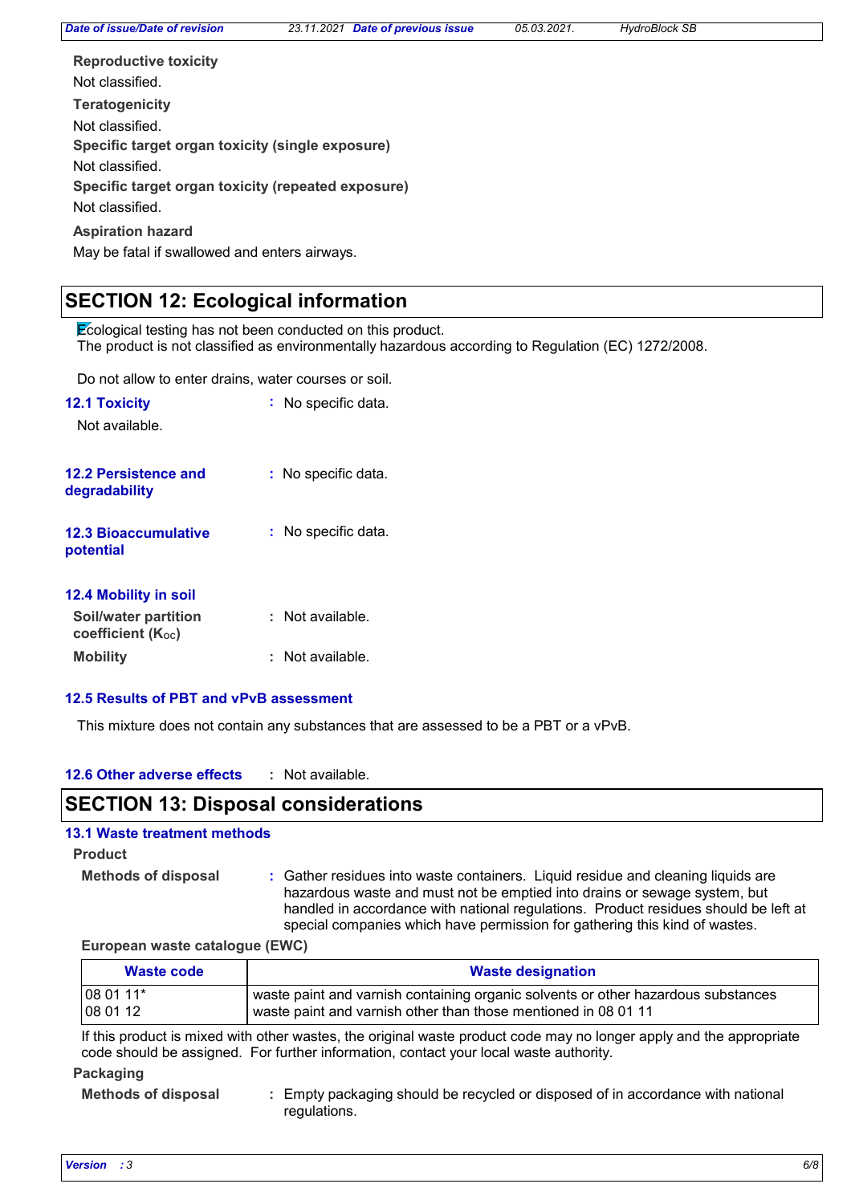**Reproductive toxicity**

Not classified.

**Teratogenicity**

Not classified.

**Specific target organ toxicity (single exposure)**

Not classified.

**Specific target organ toxicity (repeated exposure)**

Not classified.

**Aspiration hazard**

May be fatal if swallowed and enters airways.

## SECTION 12: Ecological information

Ecological testing has not been conducted on this product.
The product is not classified as environmentally hazardous according to Regulation (EC) 1272/2008.

Do not allow to enter drains, water courses or soil.

**12.1 Toxicity** : No specific data.

Not available.

**12.2 Persistence and degradability** : No specific data.

**12.3 Bioaccumulative potential** : No specific data.

**12.4 Mobility in soil**

**Soil/water partition coefficient ($K_{OC}$)** : Not available.

**Mobility** : Not available.

**12.5 Results of PBT and vPvB assessment**

This mixture does not contain any substances that are assessed to be a PBT or a vPvB.

**12.6 Other adverse effects** : Not available.

## SECTION 13: Disposal considerations

**13.1 Waste treatment methods**

**Product**

**Methods of disposal** : Gather residues into waste containers. Liquid residue and cleaning liquids are hazardous waste and must not be emptied into drains or sewage system, but handled in accordance with national regulations. Product residues should be left at special companies which have permission for gathering this kind of wastes.

**European waste catalogue (EWC)**

| Waste code | Waste designation |
|---|---|
| 08 01 11* | waste paint and varnish containing organic solvents or other hazardous substances |
| 08 01 12 | waste paint and varnish other than those mentioned in 08 01 11 |

If this product is mixed with other wastes, the original waste product code may no longer apply and the appropriate code should be assigned. For further information, contact your local waste authority.

**Packaging**

**Methods of disposal** : Empty packaging should be recycled or disposed of in accordance with national regulations.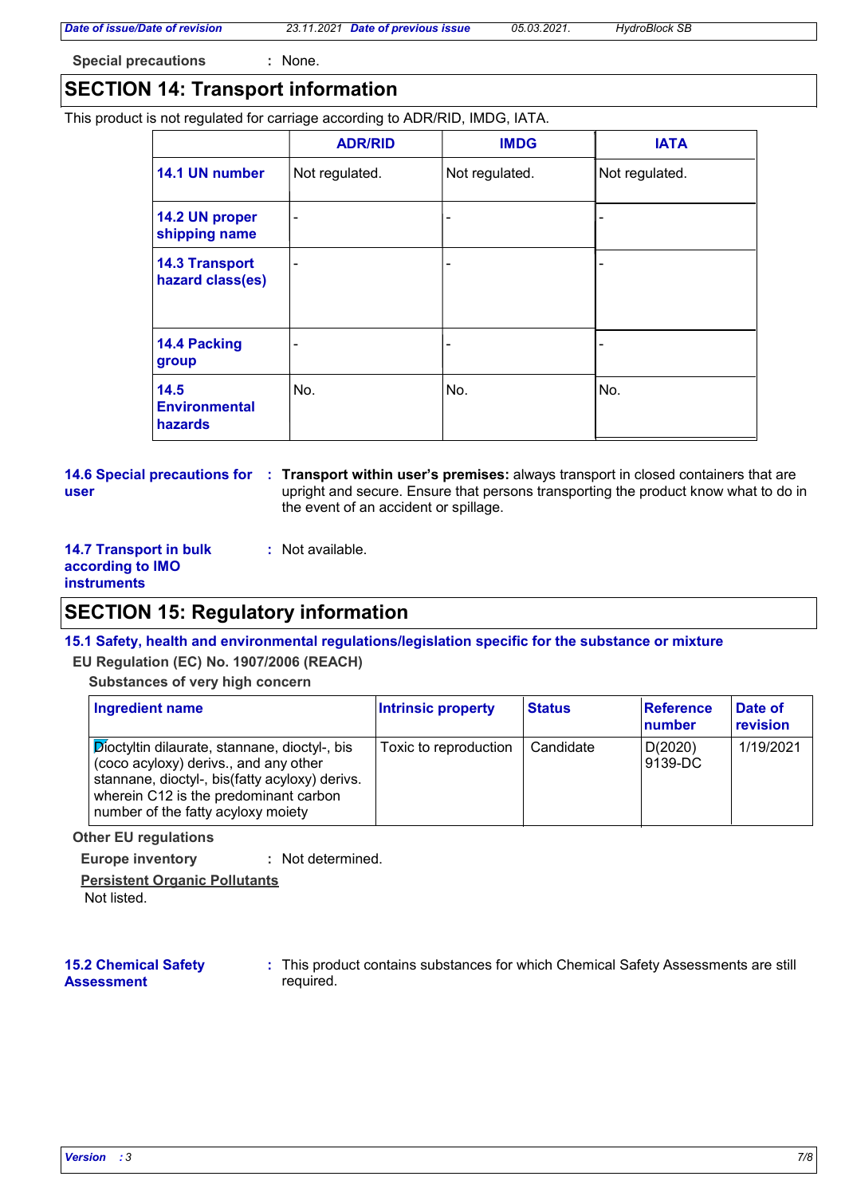**Special precautions** : None.

## SECTION 14: Transport information

This product is not regulated for carriage according to ADR/RID, IMDG, IATA.

| | ADR/RID | IMDG | IATA |
|---|---|---|---|
| **14.1 UN number** | Not regulated. | Not regulated. | Not regulated. |
| **14.2 UN proper shipping name** | - | - | - |
| **14.3 Transport hazard class(es)** | - | - | - |
| **14.4 Packing group** | - | - | - |
| **14.5 Environmental hazards** | No. | No. | No. |

**14.6 Special precautions for user** : **Transport within user's premises:** always transport in closed containers that are upright and secure. Ensure that persons transporting the product know what to do in the event of an accident or spillage.

**14.7 Transport in bulk according to IMO instruments** : Not available.

## SECTION 15: Regulatory information

### 15.1 Safety, health and environmental regulations/legislation specific for the substance or mixture

**EU Regulation (EC) No. 1907/2006 (REACH)**

**Substances of very high concern**

| Ingredient name | Intrinsic property | Status | Reference number | Date of revision |
|---|---|---|---|---|
| Dioctyltin dilaurate, stannane, dioctyl-, bis (coco acyloxy) derivs., and any other stannane, dioctyl-, bis(fatty acyloxy) derivs. wherein C12 is the predominant carbon number of the fatty acyloxy moiety | Toxic to reproduction | Candidate | D(2020) 9139-DC | 1/19/2021 |

**Other EU regulations**

**Europe inventory** : Not determined.

**Persistent Organic Pollutants**

Not listed.

**15.2 Chemical Safety Assessment** : This product contains substances for which Chemical Safety Assessments are still required.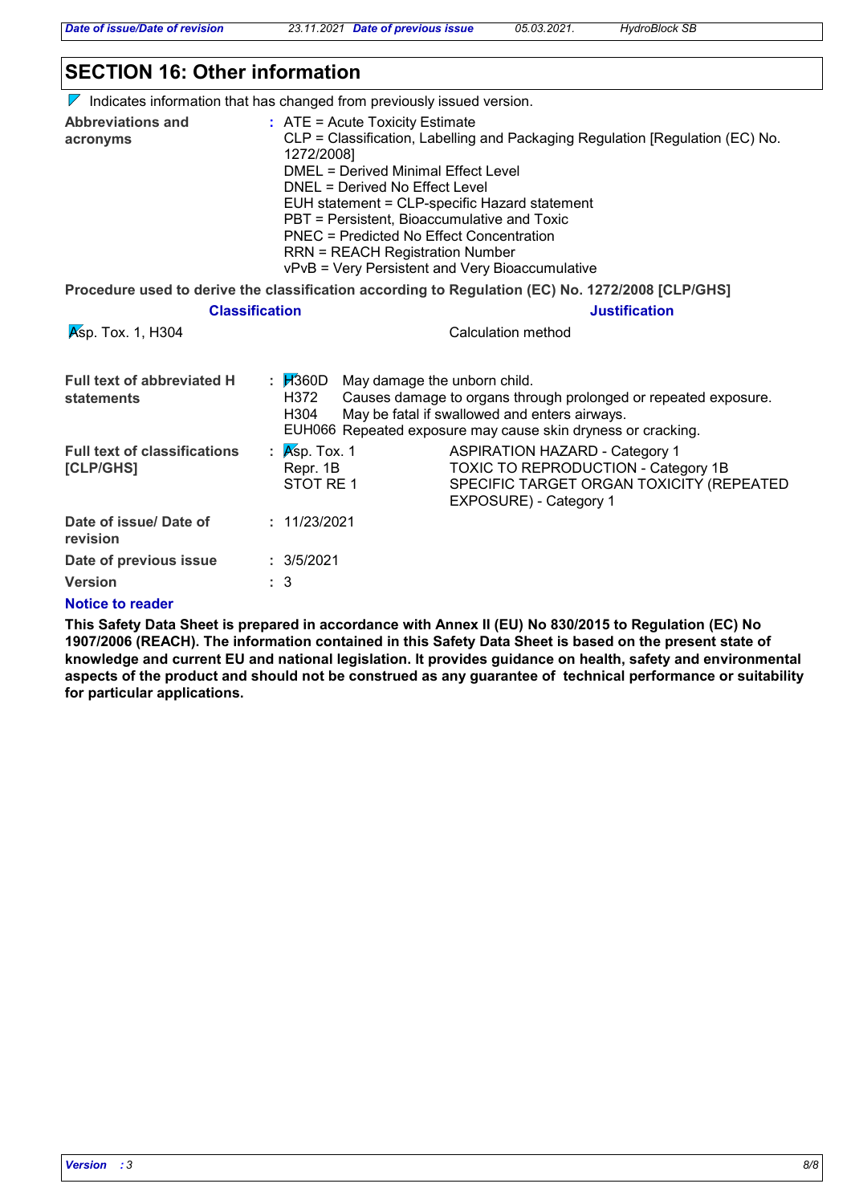## SECTION 16: Other information

Indicates information that has changed from previously issued version.

**Abbreviations and acronyms** : ATE = Acute Toxicity Estimate
CLP = Classification, Labelling and Packaging Regulation [Regulation (EC) No. 1272/2008]
DMEL = Derived Minimal Effect Level
DNEL = Derived No Effect Level
EUH statement = CLP-specific Hazard statement
PBT = Persistent, Bioaccumulative and Toxic
PNEC = Predicted No Effect Concentration
RRN = REACH Registration Number
vPvB = Very Persistent and Very Bioaccumulative

**Procedure used to derive the classification according to Regulation (EC) No. 1272/2008 [CLP/GHS]**

| Classification | Justification |
|---|---|
| Asp. Tox. 1, H304 | Calculation method |

**Full text of abbreviated H statements** :

| | |
|---|---|
| H360D | May damage the unborn child. |
| H372 | Causes damage to organs through prolonged or repeated exposure. |
| H304 | May be fatal if swallowed and enters airways. |
| EUH066 | Repeated exposure may cause skin dryness or cracking. |

**Full text of classifications [CLP/GHS]** :

| | |
|---|---|
| Asp. Tox. 1 | ASPIRATION HAZARD - Category 1 |
| Repr. 1B | TOXIC TO REPRODUCTION - Category 1B |
| STOT RE 1 | SPECIFIC TARGET ORGAN TOXICITY (REPEATED EXPOSURE) - Category 1 |

**Date of issue/ Date of revision** : 11/23/2021

**Date of previous issue** : 3/5/2021

**Version** : 3

### Notice to reader

**This Safety Data Sheet is prepared in accordance with Annex II (EU) No 830/2015 to Regulation (EC) No 1907/2006 (REACH). The information contained in this Safety Data Sheet is based on the present state of knowledge and current EU and national legislation. It provides guidance on health, safety and environmental aspects of the product and should not be construed as any guarantee of technical performance or suitability for particular applications.**